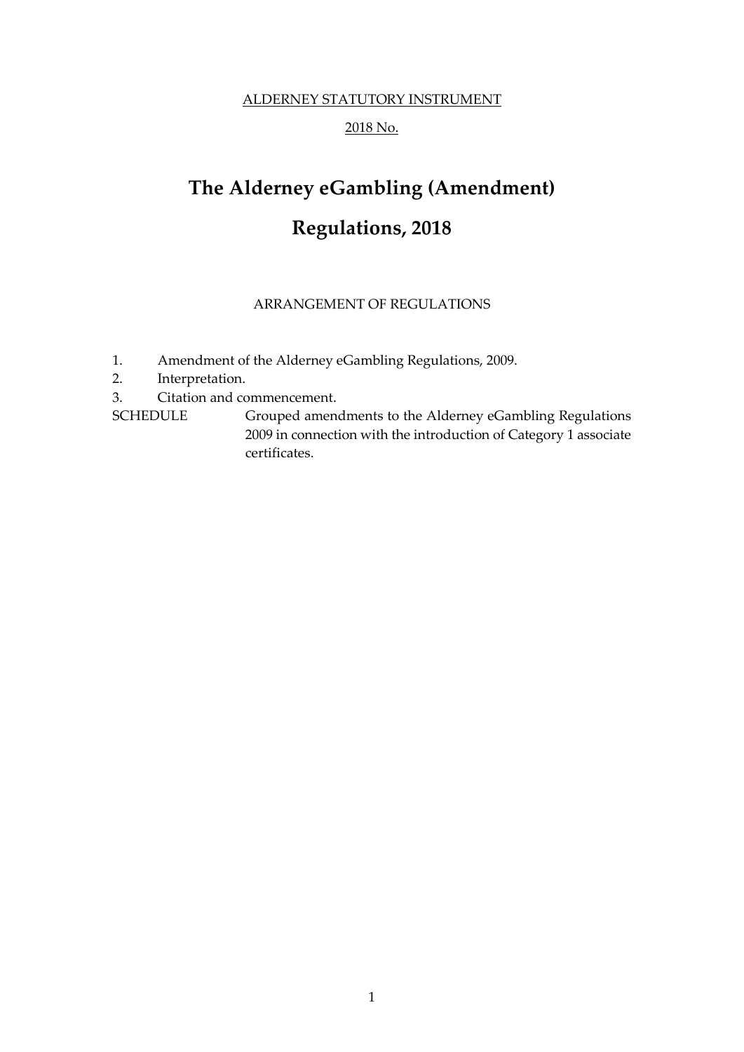ALDERNEY STATUTORY INSTRUMENT

2018 No.

# The Alderney eGambling (Amendment) Regulations, 2018

ARRANGEMENT OF REGULATIONS

1. Amendment of the Alderney eGambling Regulations, 2009.
2. Interpretation.
3. Citation and commencement.

SCHEDULE Grouped amendments to the Alderney eGambling Regulations 2009 in connection with the introduction of Category 1 associate certificates.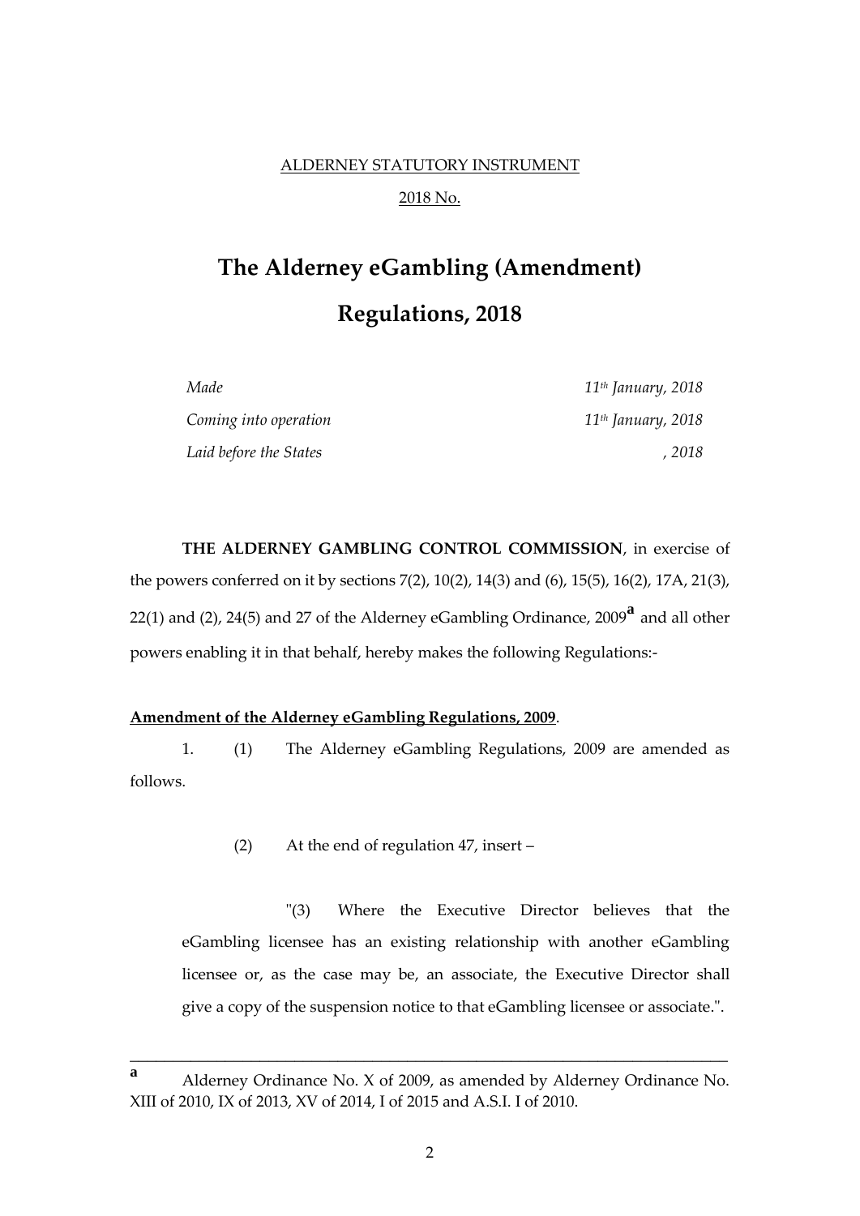ALDERNEY STATUTORY INSTRUMENT

2018 No.

# The Alderney eGambling (Amendment) Regulations, 2018

| | |
|---|---|
| *Made* | *11th January, 2018* |
| *Coming into operation* | *11th January, 2018* |
| *Laid before the States* | *, 2018* |

**THE ALDERNEY GAMBLING CONTROL COMMISSION**, in exercise of the powers conferred on it by sections 7(2), 10(2), 14(3) and (6), 15(5), 16(2), 17A, 21(3), 22(1) and (2), 24(5) and 27 of the Alderney eGambling Ordinance, 2009[a] and all other powers enabling it in that behalf, hereby makes the following Regulations:-

**Amendment of the Alderney eGambling Regulations, 2009**.

1. (1) The Alderney eGambling Regulations, 2009 are amended as follows.

(2) At the end of regulation 47, insert –

"(3) Where the Executive Director believes that the eGambling licensee has an existing relationship with another eGambling licensee or, as the case may be, an associate, the Executive Director shall give a copy of the suspension notice to that eGambling licensee or associate.".

---

[a] Alderney Ordinance No. X of 2009, as amended by Alderney Ordinance No. XIII of 2010, IX of 2013, XV of 2014, I of 2015 and A.S.I. I of 2010.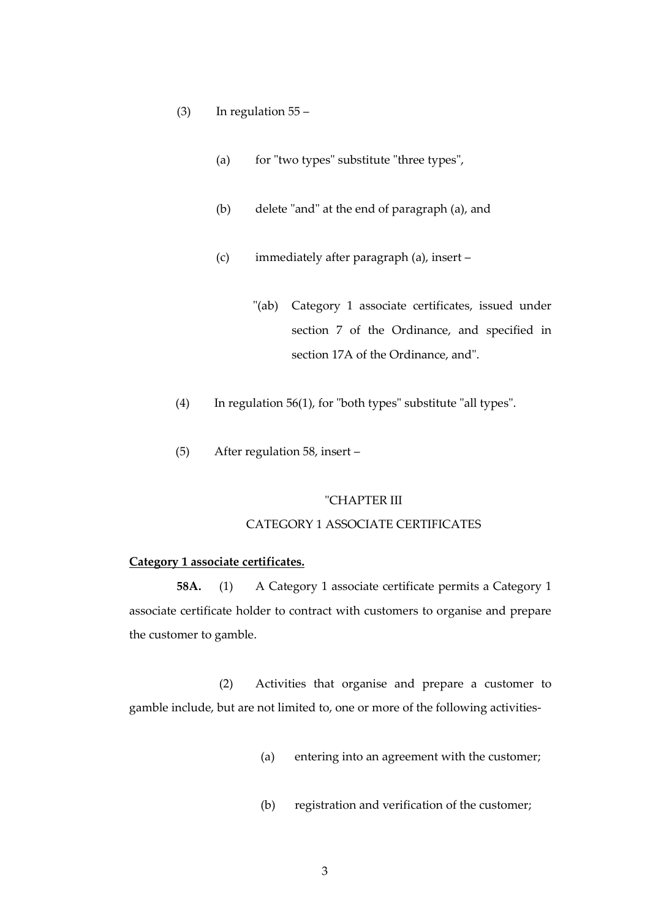(3) In regulation 55 –

(a) for "two types" substitute "three types",

(b) delete "and" at the end of paragraph (a), and

(c) immediately after paragraph (a), insert –

"(ab) Category 1 associate certificates, issued under section 7 of the Ordinance, and specified in section 17A of the Ordinance, and".

(4) In regulation 56(1), for "both types" substitute "all types".

(5) After regulation 58, insert –

"CHAPTER III

CATEGORY 1 ASSOCIATE CERTIFICATES

**Category 1 associate certificates.**

**58A.** (1) A Category 1 associate certificate permits a Category 1 associate certificate holder to contract with customers to organise and prepare the customer to gamble.

(2) Activities that organise and prepare a customer to gamble include, but are not limited to, one or more of the following activities-

(a) entering into an agreement with the customer;

(b) registration and verification of the customer;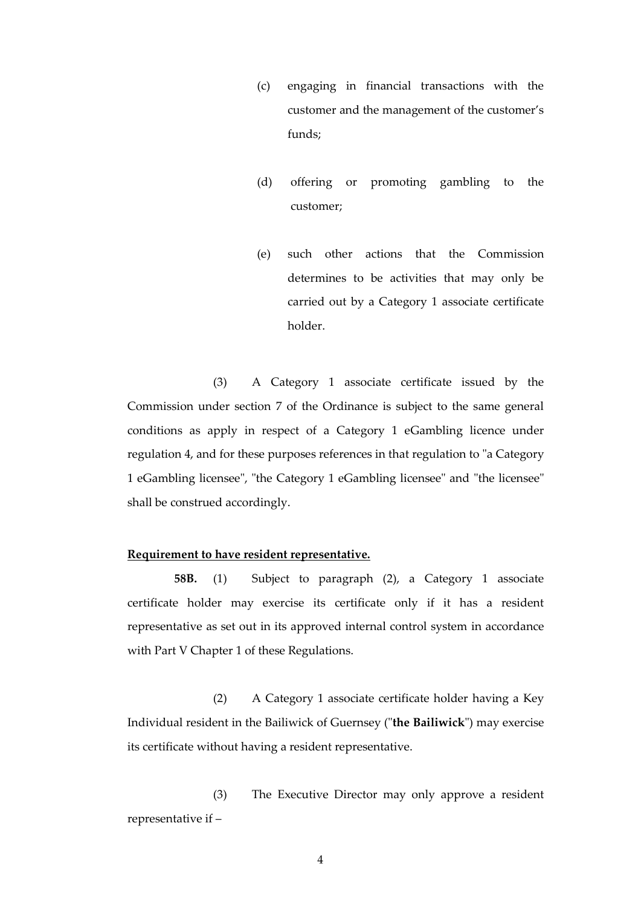(c) engaging in financial transactions with the customer and the management of the customer's funds;

(d) offering or promoting gambling to the customer;

(e) such other actions that the Commission determines to be activities that may only be carried out by a Category 1 associate certificate holder.

(3) A Category 1 associate certificate issued by the Commission under section 7 of the Ordinance is subject to the same general conditions as apply in respect of a Category 1 eGambling licence under regulation 4, and for these purposes references in that regulation to "a Category 1 eGambling licensee", "the Category 1 eGambling licensee" and "the licensee" shall be construed accordingly.

**Requirement to have resident representative.**

**58B.** (1) Subject to paragraph (2), a Category 1 associate certificate holder may exercise its certificate only if it has a resident representative as set out in its approved internal control system in accordance with Part V Chapter 1 of these Regulations.

(2) A Category 1 associate certificate holder having a Key Individual resident in the Bailiwick of Guernsey ("**the Bailiwick**") may exercise its certificate without having a resident representative.

(3) The Executive Director may only approve a resident representative if –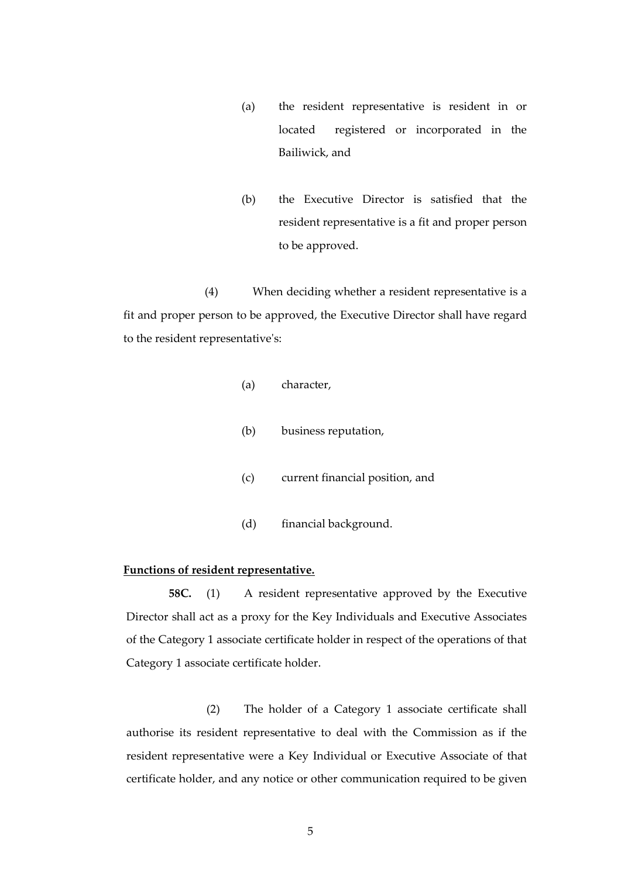(a) the resident representative is resident in or located registered or incorporated in the Bailiwick, and

(b) the Executive Director is satisfied that the resident representative is a fit and proper person to be approved.

(4) When deciding whether a resident representative is a fit and proper person to be approved, the Executive Director shall have regard to the resident representative's:

(a) character,

(b) business reputation,

(c) current financial position, and

(d) financial background.

**Functions of resident representative.**

**58C.** (1) A resident representative approved by the Executive Director shall act as a proxy for the Key Individuals and Executive Associates of the Category 1 associate certificate holder in respect of the operations of that Category 1 associate certificate holder.

(2) The holder of a Category 1 associate certificate shall authorise its resident representative to deal with the Commission as if the resident representative were a Key Individual or Executive Associate of that certificate holder, and any notice or other communication required to be given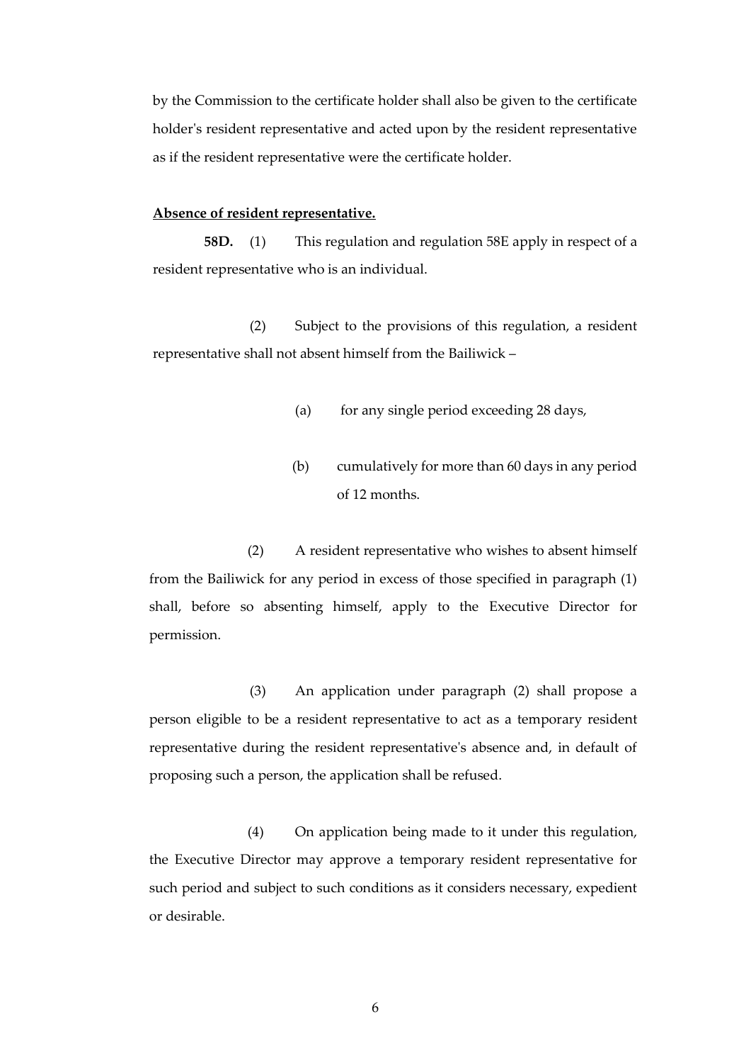by the Commission to the certificate holder shall also be given to the certificate holder's resident representative and acted upon by the resident representative as if the resident representative were the certificate holder.

**Absence of resident representative.**

**58D.** (1) This regulation and regulation 58E apply in respect of a resident representative who is an individual.

(2) Subject to the provisions of this regulation, a resident representative shall not absent himself from the Bailiwick –

(a) for any single period exceeding 28 days,

(b) cumulatively for more than 60 days in any period of 12 months.

(2) A resident representative who wishes to absent himself from the Bailiwick for any period in excess of those specified in paragraph (1) shall, before so absenting himself, apply to the Executive Director for permission.

(3) An application under paragraph (2) shall propose a person eligible to be a resident representative to act as a temporary resident representative during the resident representative's absence and, in default of proposing such a person, the application shall be refused.

(4) On application being made to it under this regulation, the Executive Director may approve a temporary resident representative for such period and subject to such conditions as it considers necessary, expedient or desirable.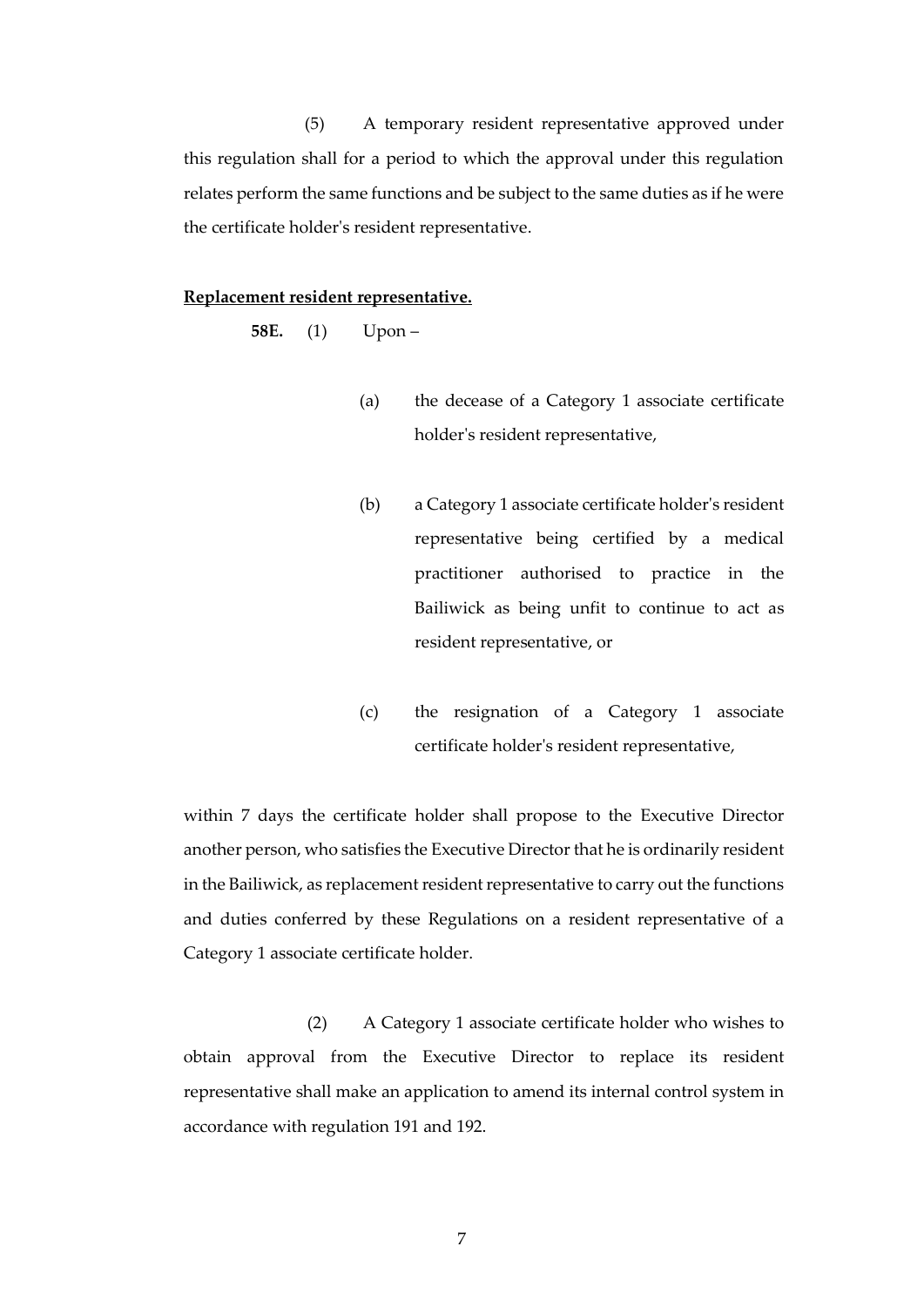(5) A temporary resident representative approved under this regulation shall for a period to which the approval under this regulation relates perform the same functions and be subject to the same duties as if he were the certificate holder's resident representative.

**Replacement resident representative.**

**58E.** (1) Upon –

(a) the decease of a Category 1 associate certificate holder's resident representative,

(b) a Category 1 associate certificate holder's resident representative being certified by a medical practitioner authorised to practice in the Bailiwick as being unfit to continue to act as resident representative, or

(c) the resignation of a Category 1 associate certificate holder's resident representative,

within 7 days the certificate holder shall propose to the Executive Director another person, who satisfies the Executive Director that he is ordinarily resident in the Bailiwick, as replacement resident representative to carry out the functions and duties conferred by these Regulations on a resident representative of a Category 1 associate certificate holder.

(2) A Category 1 associate certificate holder who wishes to obtain approval from the Executive Director to replace its resident representative shall make an application to amend its internal control system in accordance with regulation 191 and 192.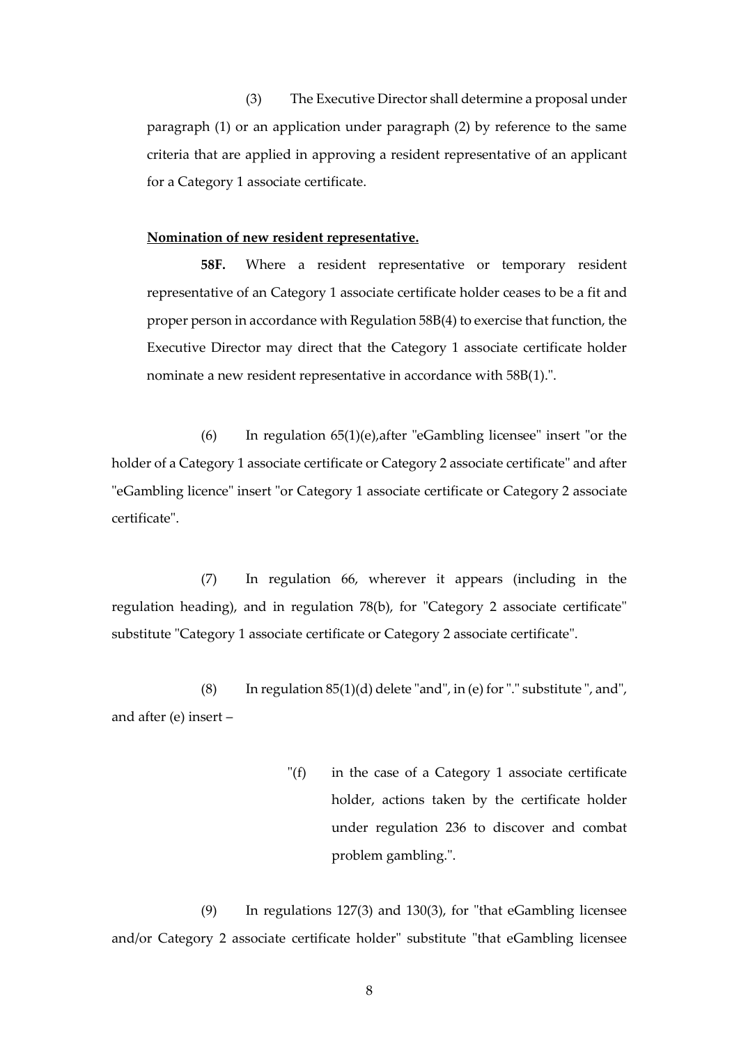(3) The Executive Director shall determine a proposal under paragraph (1) or an application under paragraph (2) by reference to the same criteria that are applied in approving a resident representative of an applicant for a Category 1 associate certificate.

**Nomination of new resident representative.**

**58F.** Where a resident representative or temporary resident representative of an Category 1 associate certificate holder ceases to be a fit and proper person in accordance with Regulation 58B(4) to exercise that function, the Executive Director may direct that the Category 1 associate certificate holder nominate a new resident representative in accordance with 58B(1).".

(6) In regulation 65(1)(e),after "eGambling licensee" insert "or the holder of a Category 1 associate certificate or Category 2 associate certificate" and after "eGambling licence" insert "or Category 1 associate certificate or Category 2 associate certificate".

(7) In regulation 66, wherever it appears (including in the regulation heading), and in regulation 78(b), for "Category 2 associate certificate" substitute "Category 1 associate certificate or Category 2 associate certificate".

(8) In regulation 85(1)(d) delete "and", in (e) for "." substitute ", and", and after (e) insert –

> "(f) in the case of a Category 1 associate certificate holder, actions taken by the certificate holder under regulation 236 to discover and combat problem gambling.".

(9) In regulations 127(3) and 130(3), for "that eGambling licensee and/or Category 2 associate certificate holder" substitute "that eGambling licensee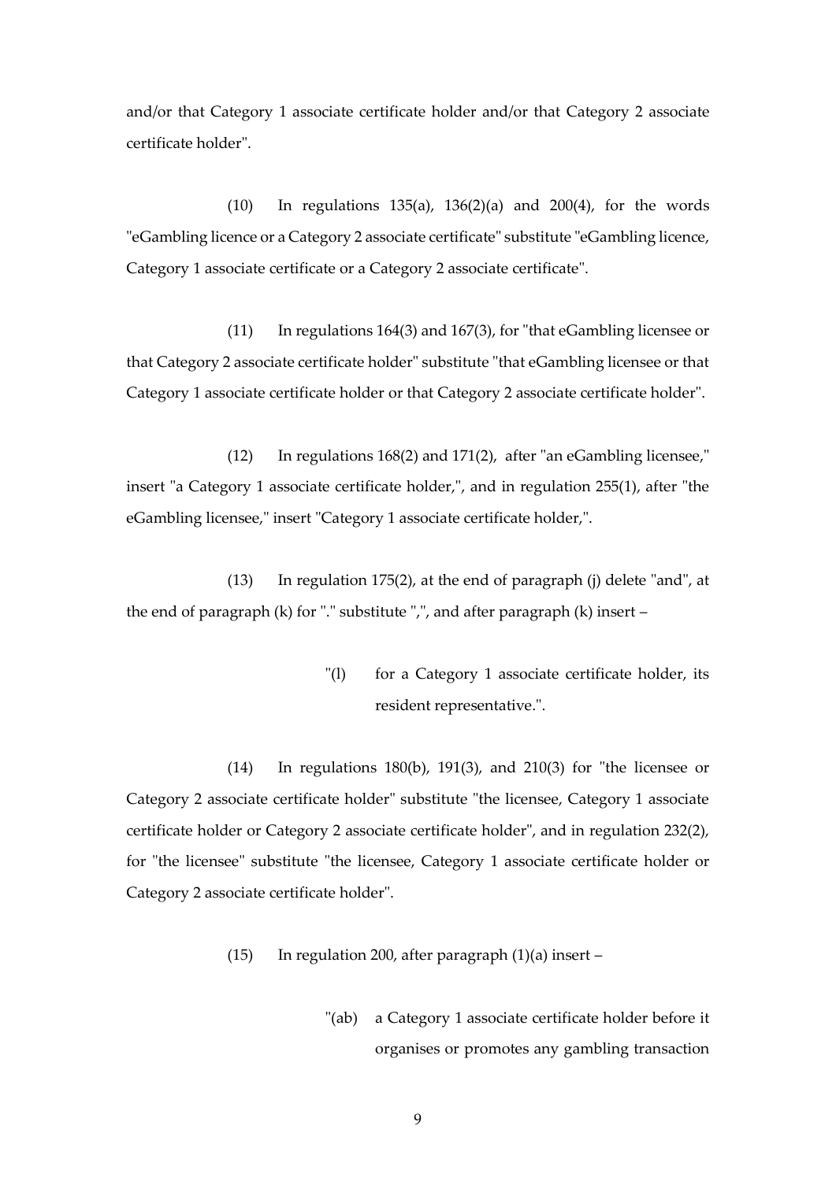and/or that Category 1 associate certificate holder and/or that Category 2 associate certificate holder".

(10) In regulations 135(a), 136(2)(a) and 200(4), for the words "eGambling licence or a Category 2 associate certificate" substitute "eGambling licence, Category 1 associate certificate or a Category 2 associate certificate".

(11) In regulations 164(3) and 167(3), for "that eGambling licensee or that Category 2 associate certificate holder" substitute "that eGambling licensee or that Category 1 associate certificate holder or that Category 2 associate certificate holder".

(12) In regulations 168(2) and 171(2), after "an eGambling licensee," insert "a Category 1 associate certificate holder,", and in regulation 255(1), after "the eGambling licensee," insert "Category 1 associate certificate holder,".

(13) In regulation 175(2), at the end of paragraph (j) delete "and", at the end of paragraph (k) for "." substitute ",", and after paragraph (k) insert –

> "(l) for a Category 1 associate certificate holder, its resident representative.".

(14) In regulations 180(b), 191(3), and 210(3) for "the licensee or Category 2 associate certificate holder" substitute "the licensee, Category 1 associate certificate holder or Category 2 associate certificate holder", and in regulation 232(2), for "the licensee" substitute "the licensee, Category 1 associate certificate holder or Category 2 associate certificate holder".

(15) In regulation 200, after paragraph (1)(a) insert –

> "(ab) a Category 1 associate certificate holder before it organises or promotes any gambling transaction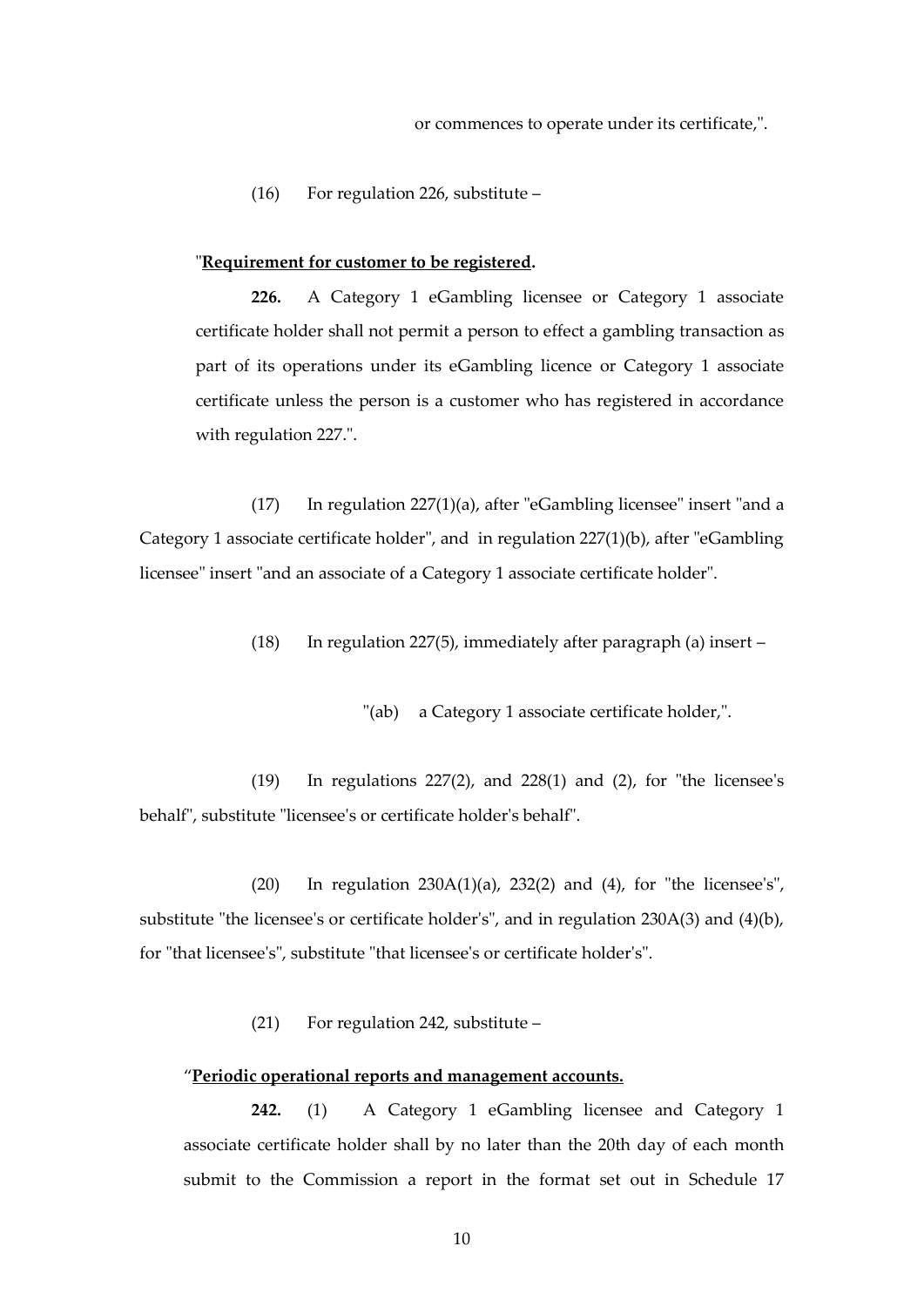or commences to operate under its certificate,".

(16) For regulation 226, substitute –

"**<u>Requirement for customer to be registered</u>.**

**226.** A Category 1 eGambling licensee or Category 1 associate certificate holder shall not permit a person to effect a gambling transaction as part of its operations under its eGambling licence or Category 1 associate certificate unless the person is a customer who has registered in accordance with regulation 227.".

(17) In regulation 227(1)(a), after "eGambling licensee" insert "and a Category 1 associate certificate holder", and in regulation 227(1)(b), after "eGambling licensee" insert "and an associate of a Category 1 associate certificate holder".

(18) In regulation 227(5), immediately after paragraph (a) insert –

"(ab) a Category 1 associate certificate holder,".

(19) In regulations 227(2), and 228(1) and (2), for "the licensee's behalf", substitute "licensee's or certificate holder's behalf".

(20) In regulation 230A(1)(a), 232(2) and (4), for "the licensee's", substitute "the licensee's or certificate holder's", and in regulation 230A(3) and (4)(b), for "that licensee's", substitute "that licensee's or certificate holder's".

(21) For regulation 242, substitute –

"**<u>Periodic operational reports and management accounts.</u>**

**242.** (1) A Category 1 eGambling licensee and Category 1 associate certificate holder shall by no later than the 20th day of each month submit to the Commission a report in the format set out in Schedule 17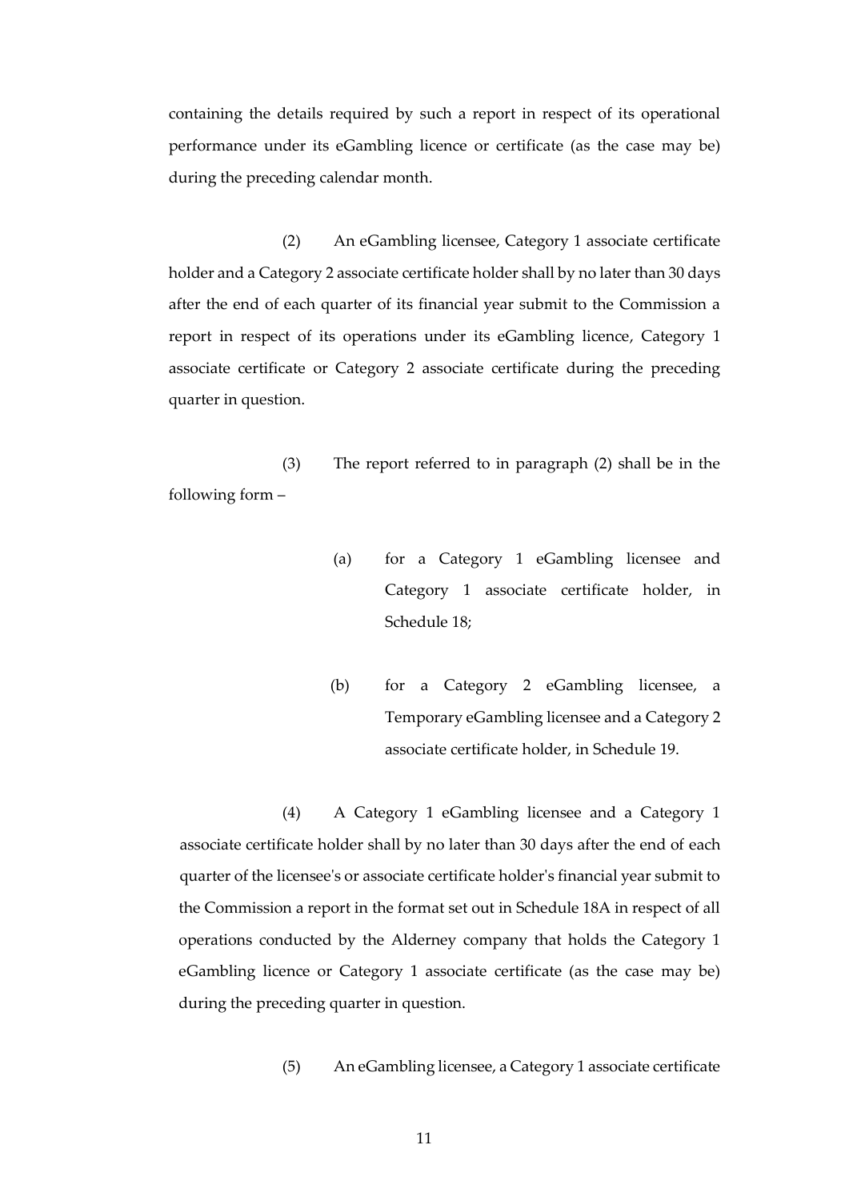containing the details required by such a report in respect of its operational performance under its eGambling licence or certificate (as the case may be) during the preceding calendar month.

(2) An eGambling licensee, Category 1 associate certificate holder and a Category 2 associate certificate holder shall by no later than 30 days after the end of each quarter of its financial year submit to the Commission a report in respect of its operations under its eGambling licence, Category 1 associate certificate or Category 2 associate certificate during the preceding quarter in question.

(3) The report referred to in paragraph (2) shall be in the following form –

(a) for a Category 1 eGambling licensee and Category 1 associate certificate holder, in Schedule 18;

(b) for a Category 2 eGambling licensee, a Temporary eGambling licensee and a Category 2 associate certificate holder, in Schedule 19.

(4) A Category 1 eGambling licensee and a Category 1 associate certificate holder shall by no later than 30 days after the end of each quarter of the licensee's or associate certificate holder's financial year submit to the Commission a report in the format set out in Schedule 18A in respect of all operations conducted by the Alderney company that holds the Category 1 eGambling licence or Category 1 associate certificate (as the case may be) during the preceding quarter in question.

(5) An eGambling licensee, a Category 1 associate certificate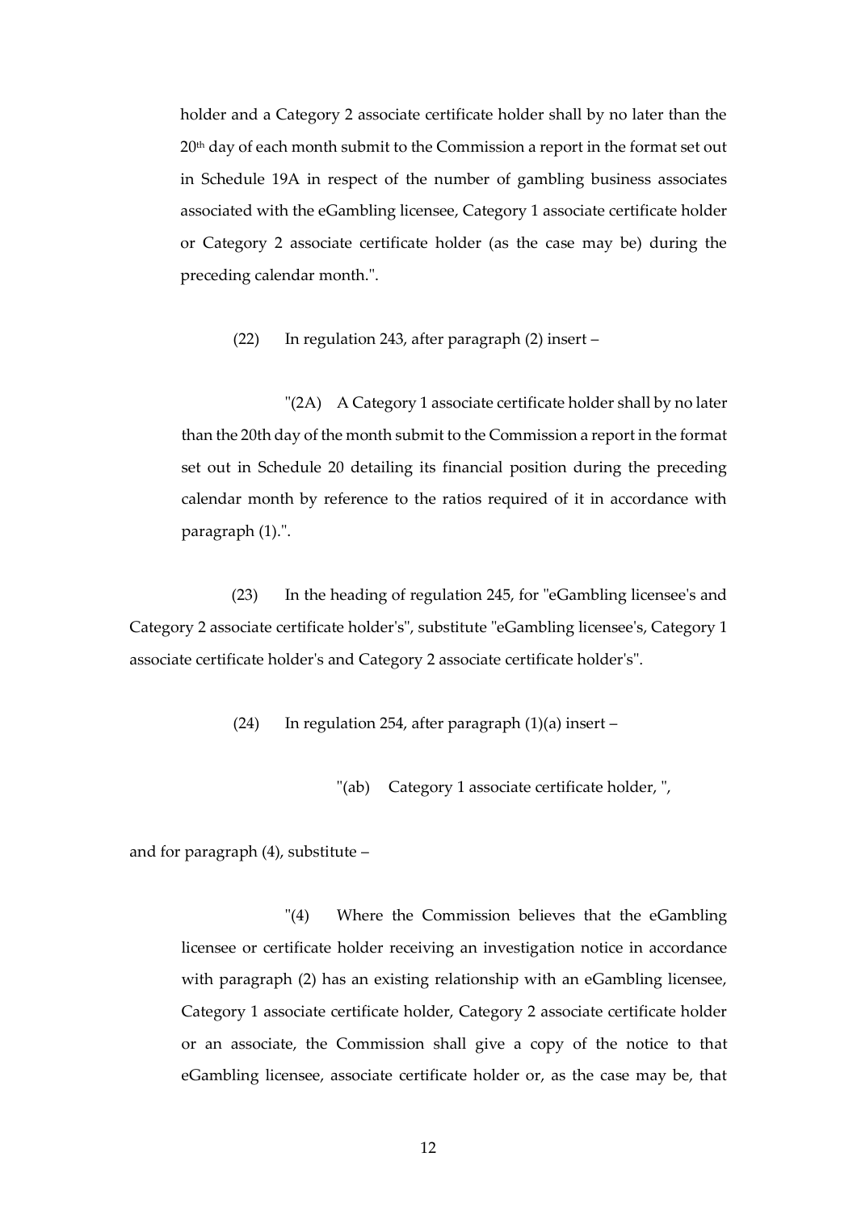holder and a Category 2 associate certificate holder shall by no later than the 20th day of each month submit to the Commission a report in the format set out in Schedule 19A in respect of the number of gambling business associates associated with the eGambling licensee, Category 1 associate certificate holder or Category 2 associate certificate holder (as the case may be) during the preceding calendar month.".

(22) In regulation 243, after paragraph (2) insert –

"(2A) A Category 1 associate certificate holder shall by no later than the 20th day of the month submit to the Commission a report in the format set out in Schedule 20 detailing its financial position during the preceding calendar month by reference to the ratios required of it in accordance with paragraph (1).".

(23) In the heading of regulation 245, for "eGambling licensee's and Category 2 associate certificate holder's", substitute "eGambling licensee's, Category 1 associate certificate holder's and Category 2 associate certificate holder's".

(24) In regulation 254, after paragraph (1)(a) insert –

"(ab) Category 1 associate certificate holder, ",

and for paragraph (4), substitute –

"(4) Where the Commission believes that the eGambling licensee or certificate holder receiving an investigation notice in accordance with paragraph (2) has an existing relationship with an eGambling licensee, Category 1 associate certificate holder, Category 2 associate certificate holder or an associate, the Commission shall give a copy of the notice to that eGambling licensee, associate certificate holder or, as the case may be, that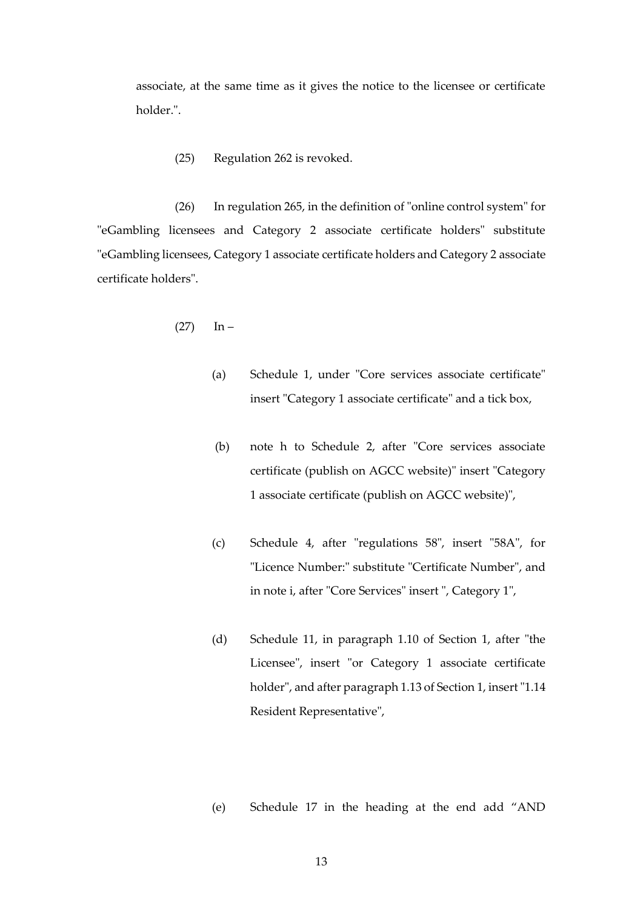associate, at the same time as it gives the notice to the licensee or certificate holder.".

(25) Regulation 262 is revoked.

(26) In regulation 265, in the definition of "online control system" for "eGambling licensees and Category 2 associate certificate holders" substitute "eGambling licensees, Category 1 associate certificate holders and Category 2 associate certificate holders".

(27) In –

(a) Schedule 1, under "Core services associate certificate" insert "Category 1 associate certificate" and a tick box,

(b) note h to Schedule 2, after "Core services associate certificate (publish on AGCC website)" insert "Category 1 associate certificate (publish on AGCC website)",

(c) Schedule 4, after "regulations 58", insert "58A", for "Licence Number:" substitute "Certificate Number", and in note i, after "Core Services" insert ", Category 1",

(d) Schedule 11, in paragraph 1.10 of Section 1, after "the Licensee", insert "or Category 1 associate certificate holder", and after paragraph 1.13 of Section 1, insert "1.14 Resident Representative",

(e) Schedule 17 in the heading at the end add "AND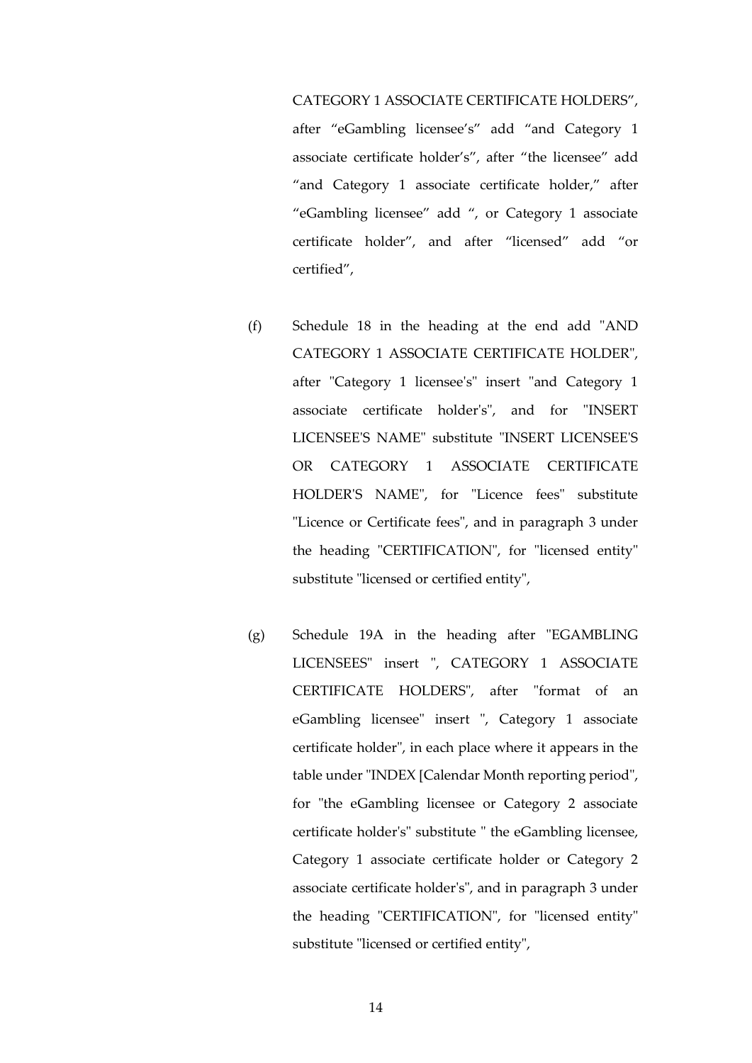CATEGORY 1 ASSOCIATE CERTIFICATE HOLDERS", after "eGambling licensee's" add "and Category 1 associate certificate holder's", after "the licensee" add "and Category 1 associate certificate holder," after "eGambling licensee" add ", or Category 1 associate certificate holder", and after "licensed" add "or certified",

(f) Schedule 18 in the heading at the end add "AND CATEGORY 1 ASSOCIATE CERTIFICATE HOLDER", after "Category 1 licensee's" insert "and Category 1 associate certificate holder's", and for "INSERT LICENSEE'S NAME" substitute "INSERT LICENSEE'S OR CATEGORY 1 ASSOCIATE CERTIFICATE HOLDER'S NAME", for "Licence fees" substitute "Licence or Certificate fees", and in paragraph 3 under the heading "CERTIFICATION", for "licensed entity" substitute "licensed or certified entity",

(g) Schedule 19A in the heading after "EGAMBLING LICENSEES" insert ", CATEGORY 1 ASSOCIATE CERTIFICATE HOLDERS", after "format of an eGambling licensee" insert ", Category 1 associate certificate holder", in each place where it appears in the table under "INDEX [Calendar Month reporting period", for "the eGambling licensee or Category 2 associate certificate holder's" substitute " the eGambling licensee, Category 1 associate certificate holder or Category 2 associate certificate holder's", and in paragraph 3 under the heading "CERTIFICATION", for "licensed entity" substitute "licensed or certified entity",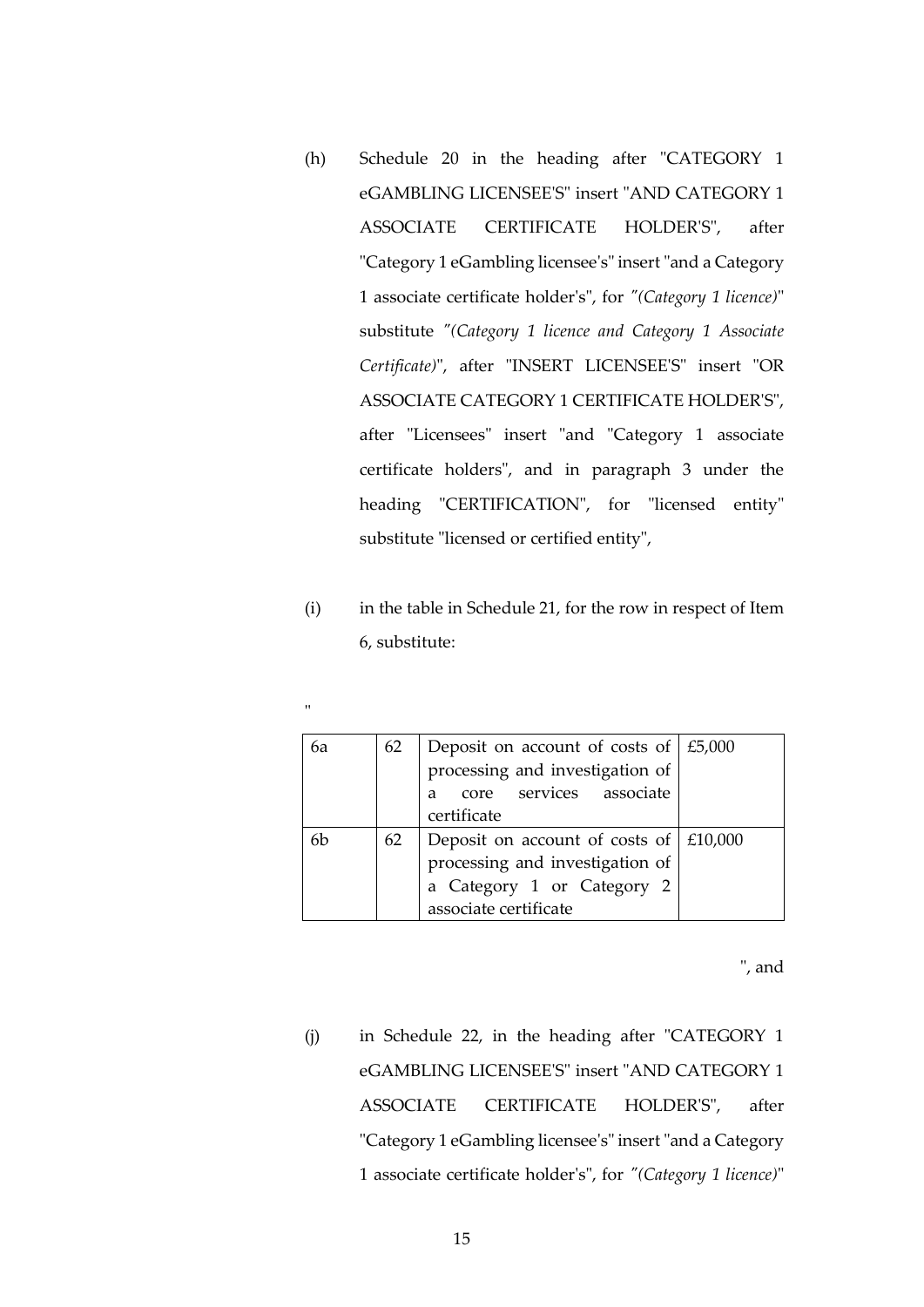(h) Schedule 20 in the heading after "CATEGORY 1 eGAMBLING LICENSEE'S" insert "AND CATEGORY 1 ASSOCIATE CERTIFICATE HOLDER'S", after "Category 1 eGambling licensee's" insert "and a Category 1 associate certificate holder's", for *"(Category 1 licence)*" substitute *"(Category 1 licence and Category 1 Associate Certificate)*", after "INSERT LICENSEE'S" insert "OR ASSOCIATE CATEGORY 1 CERTIFICATE HOLDER'S", after "Licensees" insert "and "Category 1 associate certificate holders", and in paragraph 3 under the heading "CERTIFICATION", for "licensed entity" substitute "licensed or certified entity",

(i) in the table in Schedule 21, for the row in respect of Item 6, substitute:

"

| | | | |
|---|---|---|---|
| 6a | 62 | Deposit on account of costs of processing and investigation of a core services associate certificate | £5,000 |
| 6b | 62 | Deposit on account of costs of processing and investigation of a Category 1 or Category 2 associate certificate | £10,000 |

", and

(j) in Schedule 22, in the heading after "CATEGORY 1 eGAMBLING LICENSEE'S" insert "AND CATEGORY 1 ASSOCIATE CERTIFICATE HOLDER'S", after "Category 1 eGambling licensee's" insert "and a Category 1 associate certificate holder's", for *"(Category 1 licence)*"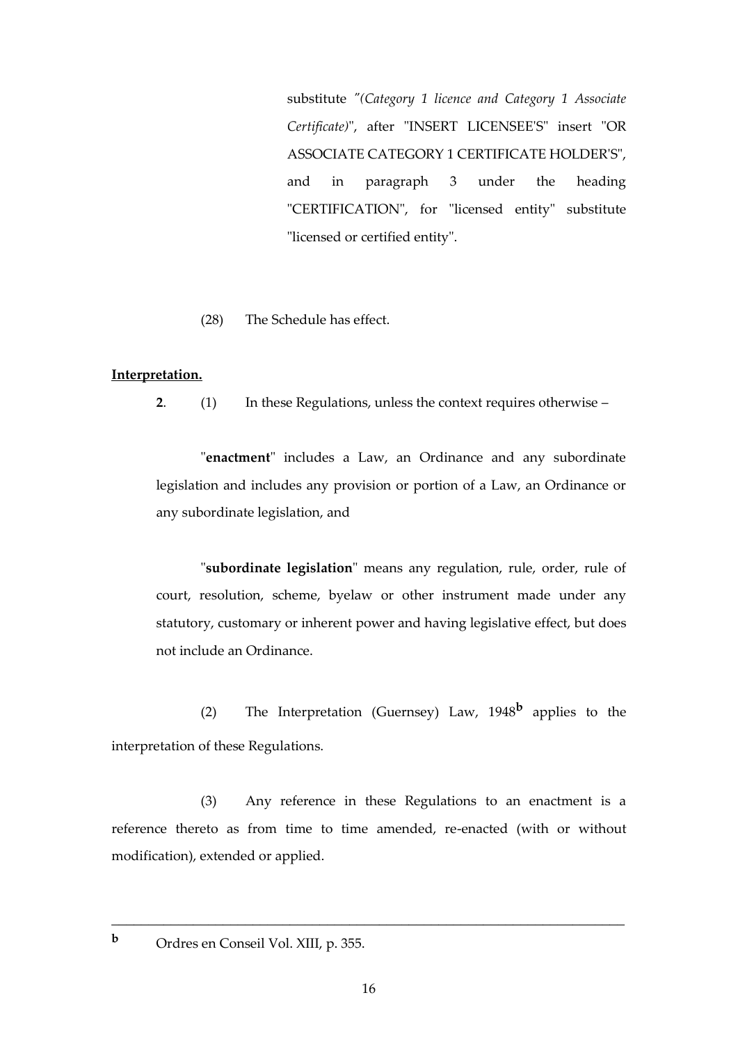substitute *"(Category 1 licence and Category 1 Associate Certificate)*", after "INSERT LICENSEE'S" insert "OR ASSOCIATE CATEGORY 1 CERTIFICATE HOLDER'S", and in paragraph 3 under the heading "CERTIFICATION", for "licensed entity" substitute "licensed or certified entity".

(28) The Schedule has effect.

**Interpretation.**

**2**. (1) In these Regulations, unless the context requires otherwise –

"**enactment**" includes a Law, an Ordinance and any subordinate legislation and includes any provision or portion of a Law, an Ordinance or any subordinate legislation, and

"**subordinate legislation**" means any regulation, rule, order, rule of court, resolution, scheme, byelaw or other instrument made under any statutory, customary or inherent power and having legislative effect, but does not include an Ordinance.

(2) The Interpretation (Guernsey) Law, 1948[b] applies to the interpretation of these Regulations.

(3) Any reference in these Regulations to an enactment is a reference thereto as from time to time amended, re-enacted (with or without modification), extended or applied.

---

[b] Ordres en Conseil Vol. XIII, p. 355.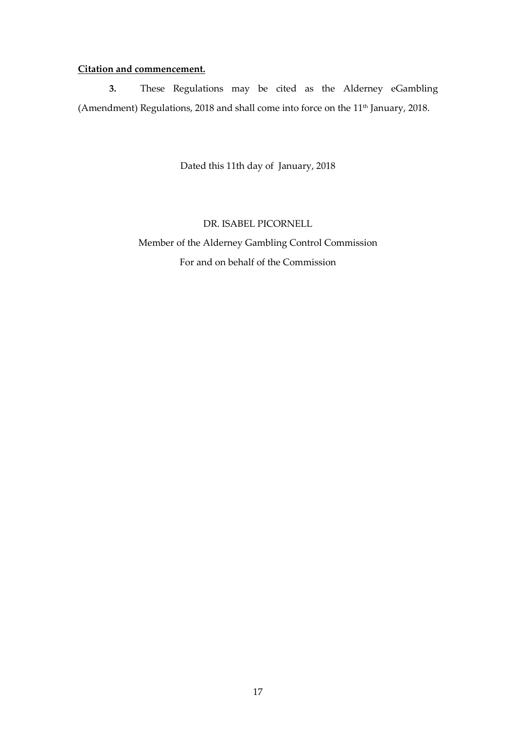**Citation and commencement.**

**3.** These Regulations may be cited as the Alderney eGambling (Amendment) Regulations, 2018 and shall come into force on the 11th January, 2018.

Dated this 11th day of January, 2018

DR. ISABEL PICORNELL

Member of the Alderney Gambling Control Commission

For and on behalf of the Commission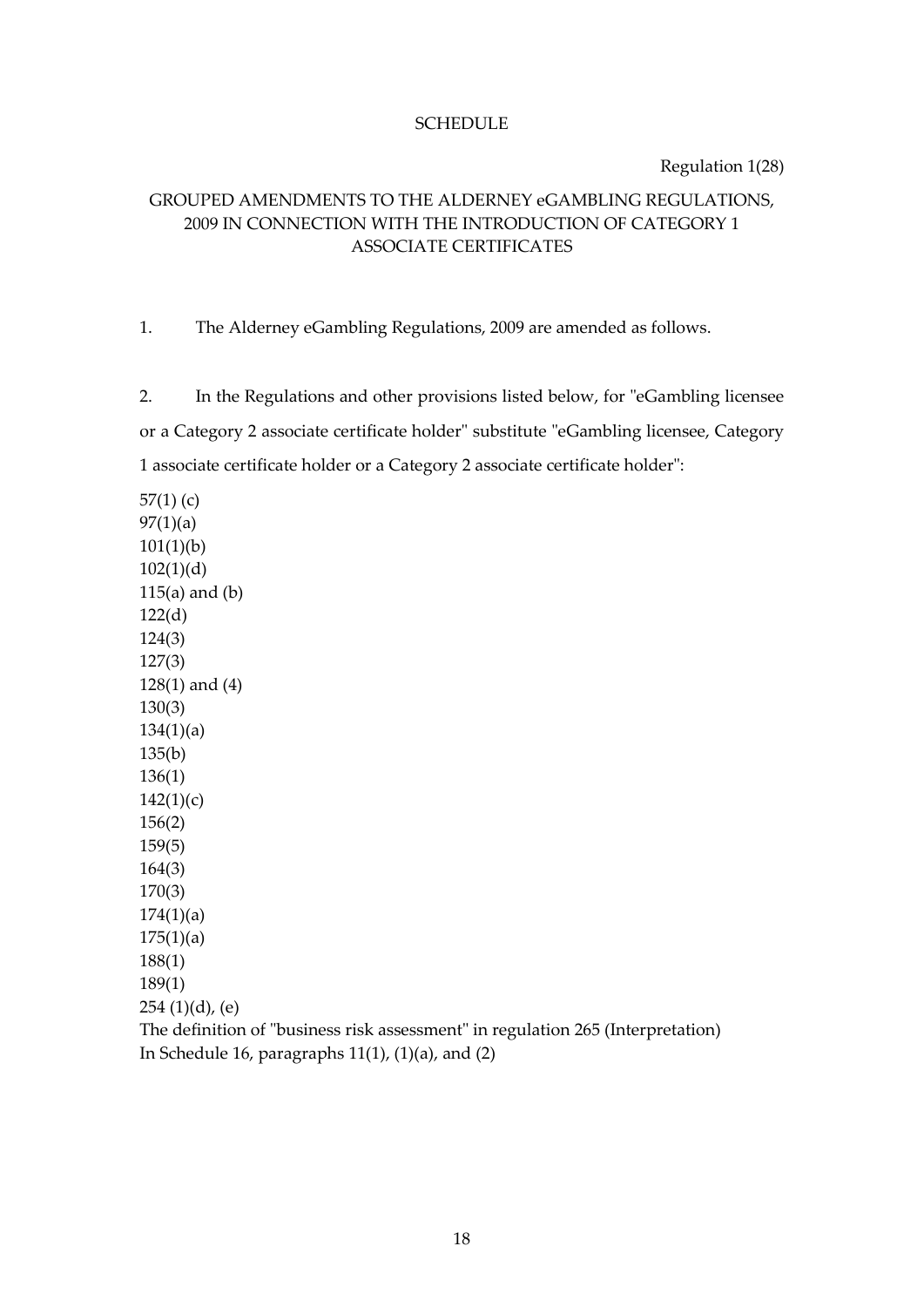SCHEDULE

Regulation 1(28)

GROUPED AMENDMENTS TO THE ALDERNEY eGAMBLING REGULATIONS, 2009 IN CONNECTION WITH THE INTRODUCTION OF CATEGORY 1 ASSOCIATE CERTIFICATES

1. The Alderney eGambling Regulations, 2009 are amended as follows.

2. In the Regulations and other provisions listed below, for "eGambling licensee or a Category 2 associate certificate holder" substitute "eGambling licensee, Category 1 associate certificate holder or a Category 2 associate certificate holder":

57(1) (c)
97(1)(a)
101(1)(b)
102(1)(d)
115(a) and (b)
122(d)
124(3)
127(3)
128(1) and (4)
130(3)
134(1)(a)
135(b)
136(1)
142(1)(c)
156(2)
159(5)
164(3)
170(3)
174(1)(a)
175(1)(a)
188(1)
189(1)
254 (1)(d), (e)
The definition of "business risk assessment" in regulation 265 (Interpretation)
In Schedule 16, paragraphs 11(1), (1)(a), and (2)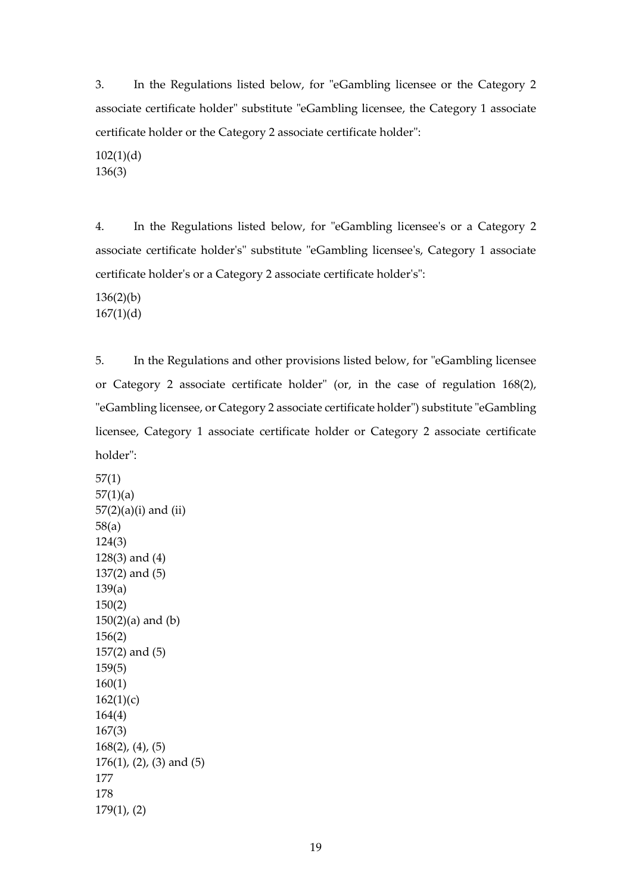3. In the Regulations listed below, for "eGambling licensee or the Category 2 associate certificate holder" substitute "eGambling licensee, the Category 1 associate certificate holder or the Category 2 associate certificate holder":

102(1)(d)
136(3)

4. In the Regulations listed below, for "eGambling licensee's or a Category 2 associate certificate holder's" substitute "eGambling licensee's, Category 1 associate certificate holder's or a Category 2 associate certificate holder's":

136(2)(b)
167(1)(d)

5. In the Regulations and other provisions listed below, for "eGambling licensee or Category 2 associate certificate holder" (or, in the case of regulation 168(2), "eGambling licensee, or Category 2 associate certificate holder") substitute "eGambling licensee, Category 1 associate certificate holder or Category 2 associate certificate holder":

57(1)
57(1)(a)
57(2)(a)(i) and (ii)
58(a)
124(3)
128(3) and (4)
137(2) and (5)
139(a)
150(2)
150(2)(a) and (b)
156(2)
157(2) and (5)
159(5)
160(1)
162(1)(c)
164(4)
167(3)
168(2), (4), (5)
176(1), (2), (3) and (5)
177
178
179(1), (2)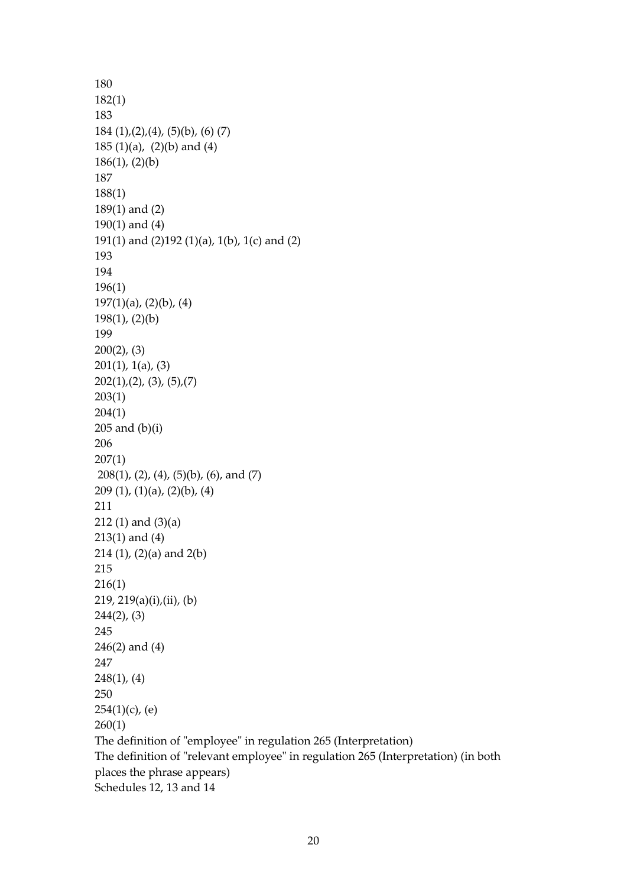180

182(1)

183

184 (1),(2),(4), (5)(b), (6) (7)

185 (1)(a), (2)(b) and (4)

186(1), (2)(b)

187

188(1)

189(1) and (2)

190(1) and (4)

191(1) and (2)192 (1)(a), 1(b), 1(c) and (2)

193

194

196(1)

197(1)(a), (2)(b), (4)

198(1), (2)(b)

199

200(2), (3)

201(1), 1(a), (3)

202(1),(2), (3), (5),(7)

203(1)

204(1)

205 and (b)(i)

206

207(1)

208(1), (2), (4), (5)(b), (6), and (7)

209 (1), (1)(a), (2)(b), (4)

211

212 (1) and (3)(a)

213(1) and (4)

214 (1), (2)(a) and 2(b)

215

216(1)

219, 219(a)(i),(ii), (b)

244(2), (3)

245

246(2) and (4)

247

248(1), (4)

250

254(1)(c), (e)

260(1)

The definition of "employee" in regulation 265 (Interpretation)

The definition of "relevant employee" in regulation 265 (Interpretation) (in both places the phrase appears)

Schedules 12, 13 and 14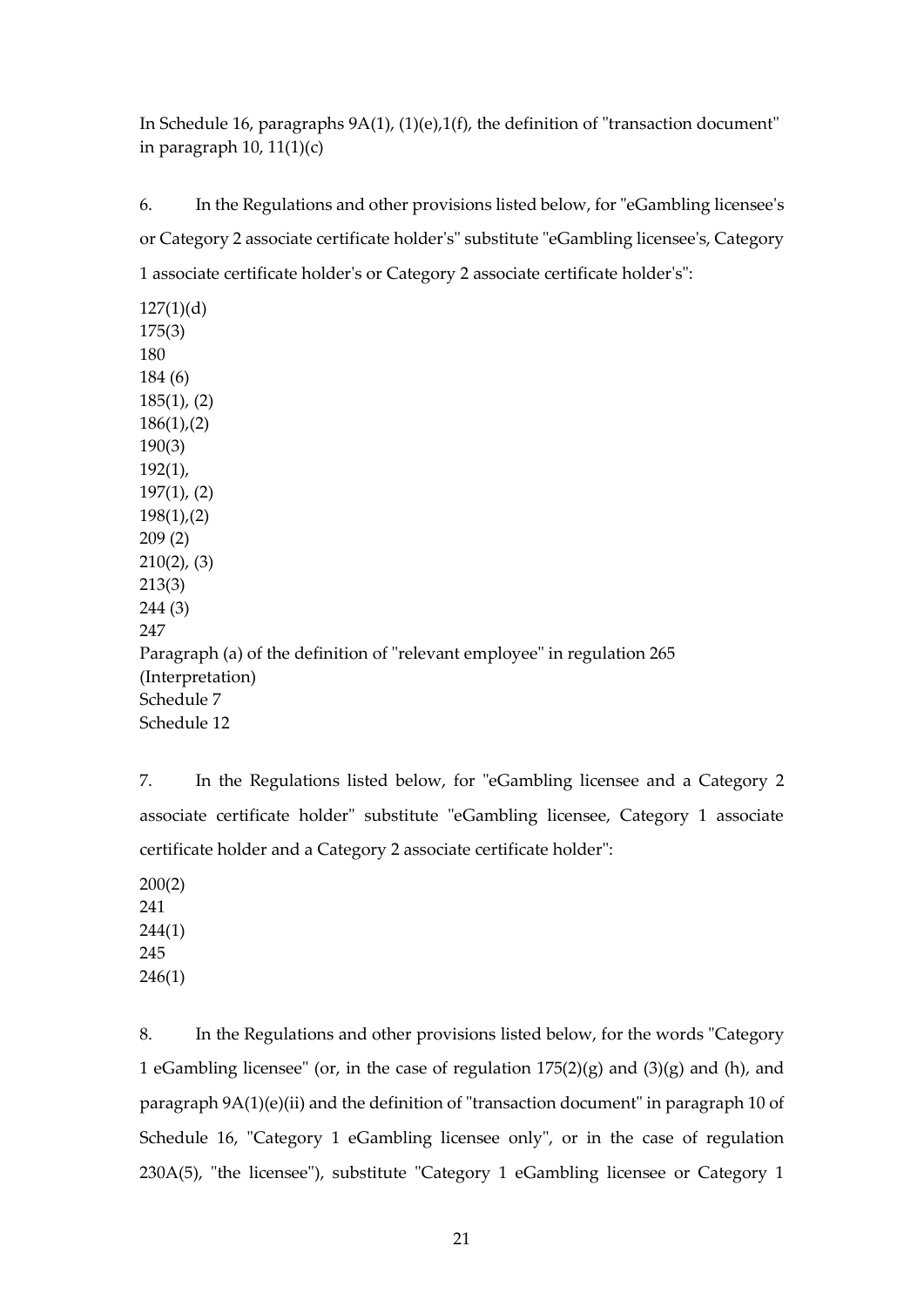In Schedule 16, paragraphs 9A(1), (1)(e),1(f), the definition of "transaction document" in paragraph 10, 11(1)(c)

6. In the Regulations and other provisions listed below, for "eGambling licensee's or Category 2 associate certificate holder's" substitute "eGambling licensee's, Category 1 associate certificate holder's or Category 2 associate certificate holder's":

127(1)(d)
175(3)
180
184 (6)
185(1), (2)
186(1),(2)
190(3)
192(1),
197(1), (2)
198(1),(2)
209 (2)
210(2), (3)
213(3)
244 (3)
247
Paragraph (a) of the definition of "relevant employee" in regulation 265 (Interpretation)
Schedule 7
Schedule 12

7. In the Regulations listed below, for "eGambling licensee and a Category 2 associate certificate holder" substitute "eGambling licensee, Category 1 associate certificate holder and a Category 2 associate certificate holder":

200(2)
241
244(1)
245
246(1)

8. In the Regulations and other provisions listed below, for the words "Category 1 eGambling licensee" (or, in the case of regulation 175(2)(g) and (3)(g) and (h), and paragraph 9A(1)(e)(ii) and the definition of "transaction document" in paragraph 10 of Schedule 16, "Category 1 eGambling licensee only", or in the case of regulation 230A(5), "the licensee"), substitute "Category 1 eGambling licensee or Category 1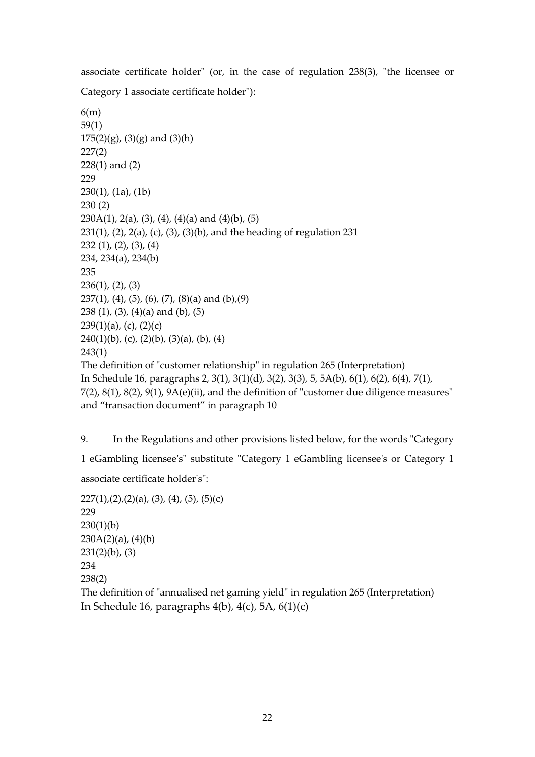associate certificate holder" (or, in the case of regulation 238(3), "the licensee or Category 1 associate certificate holder"):

6(m)
59(1)
175(2)(g), (3)(g) and (3)(h)
227(2)
228(1) and (2)
229
230(1), (1a), (1b)
230 (2)
230A(1), 2(a), (3), (4), (4)(a) and (4)(b), (5)
231(1), (2), 2(a), (c), (3), (3)(b), and the heading of regulation 231
232 (1), (2), (3), (4)
234, 234(a), 234(b)
235
236(1), (2), (3)
237(1), (4), (5), (6), (7), (8)(a) and (b),(9)
238 (1), (3), (4)(a) and (b), (5)
239(1)(a), (c), (2)(c)
240(1)(b), (c), (2)(b), (3)(a), (b), (4)
243(1)
The definition of "customer relationship" in regulation 265 (Interpretation)
In Schedule 16, paragraphs 2, 3(1), 3(1)(d), 3(2), 3(3), 5, 5A(b), 6(1), 6(2), 6(4), 7(1), 7(2), 8(1), 8(2), 9(1), 9A(e)(ii), and the definition of "customer due diligence measures" and "transaction document" in paragraph 10

9. In the Regulations and other provisions listed below, for the words "Category 1 eGambling licensee's" substitute "Category 1 eGambling licensee's or Category 1 associate certificate holder's":

227(1),(2),(2)(a), (3), (4), (5), (5)(c)
229
230(1)(b)
230A(2)(a), (4)(b)
231(2)(b), (3)
234
238(2)
The definition of "annualised net gaming yield" in regulation 265 (Interpretation)
In Schedule 16, paragraphs 4(b), 4(c), 5A, 6(1)(c)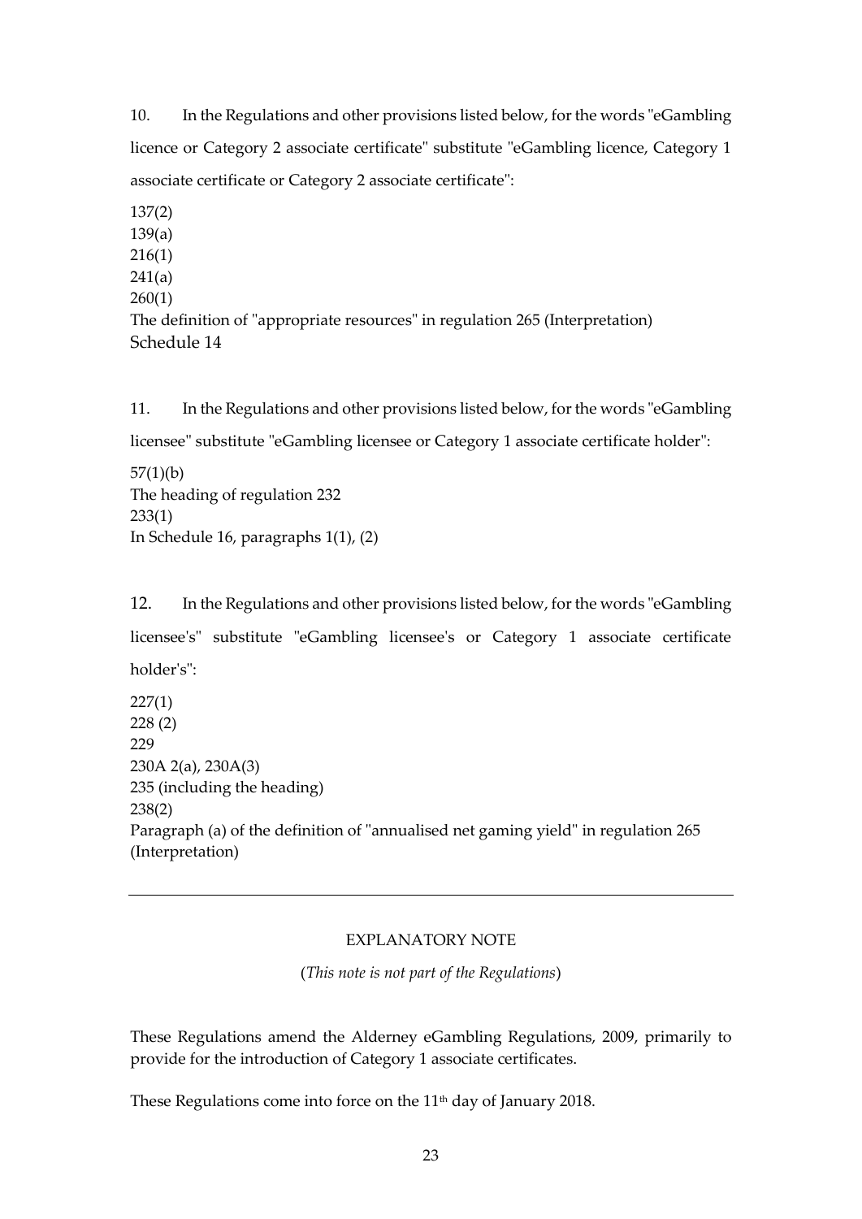10. In the Regulations and other provisions listed below, for the words "eGambling licence or Category 2 associate certificate" substitute "eGambling licence, Category 1 associate certificate or Category 2 associate certificate":

137(2)
139(a)
216(1)
241(a)
260(1)
The definition of "appropriate resources" in regulation 265 (Interpretation)
Schedule 14

11. In the Regulations and other provisions listed below, for the words "eGambling licensee" substitute "eGambling licensee or Category 1 associate certificate holder":

57(1)(b)
The heading of regulation 232
233(1)
In Schedule 16, paragraphs 1(1), (2)

12. In the Regulations and other provisions listed below, for the words "eGambling licensee's" substitute "eGambling licensee's or Category 1 associate certificate holder's":

227(1)
228 (2)
229
230A 2(a), 230A(3)
235 (including the heading)
238(2)
Paragraph (a) of the definition of "annualised net gaming yield" in regulation 265 (Interpretation)

---

## EXPLANATORY NOTE

(*This note is not part of the Regulations*)

These Regulations amend the Alderney eGambling Regulations, 2009, primarily to provide for the introduction of Category 1 associate certificates.

These Regulations come into force on the 11th day of January 2018.